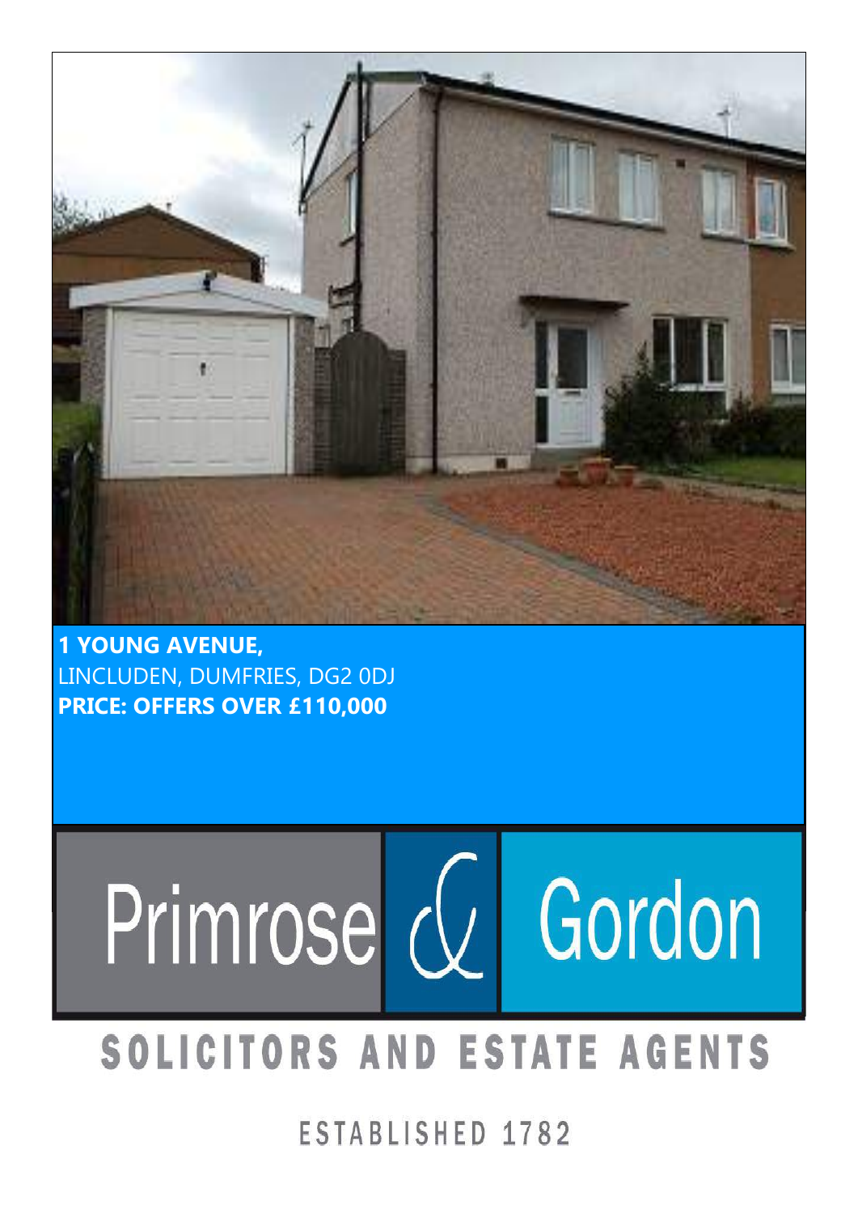**1 YOUNG AVENUE,**
LINCLUDEN, DUMFRIES, DG2 0DJ
**PRICE: OFFERS OVER £110,000**

Primrose & Gordon

SOLICITORS AND ESTATE AGENTS

ESTABLISHED 1782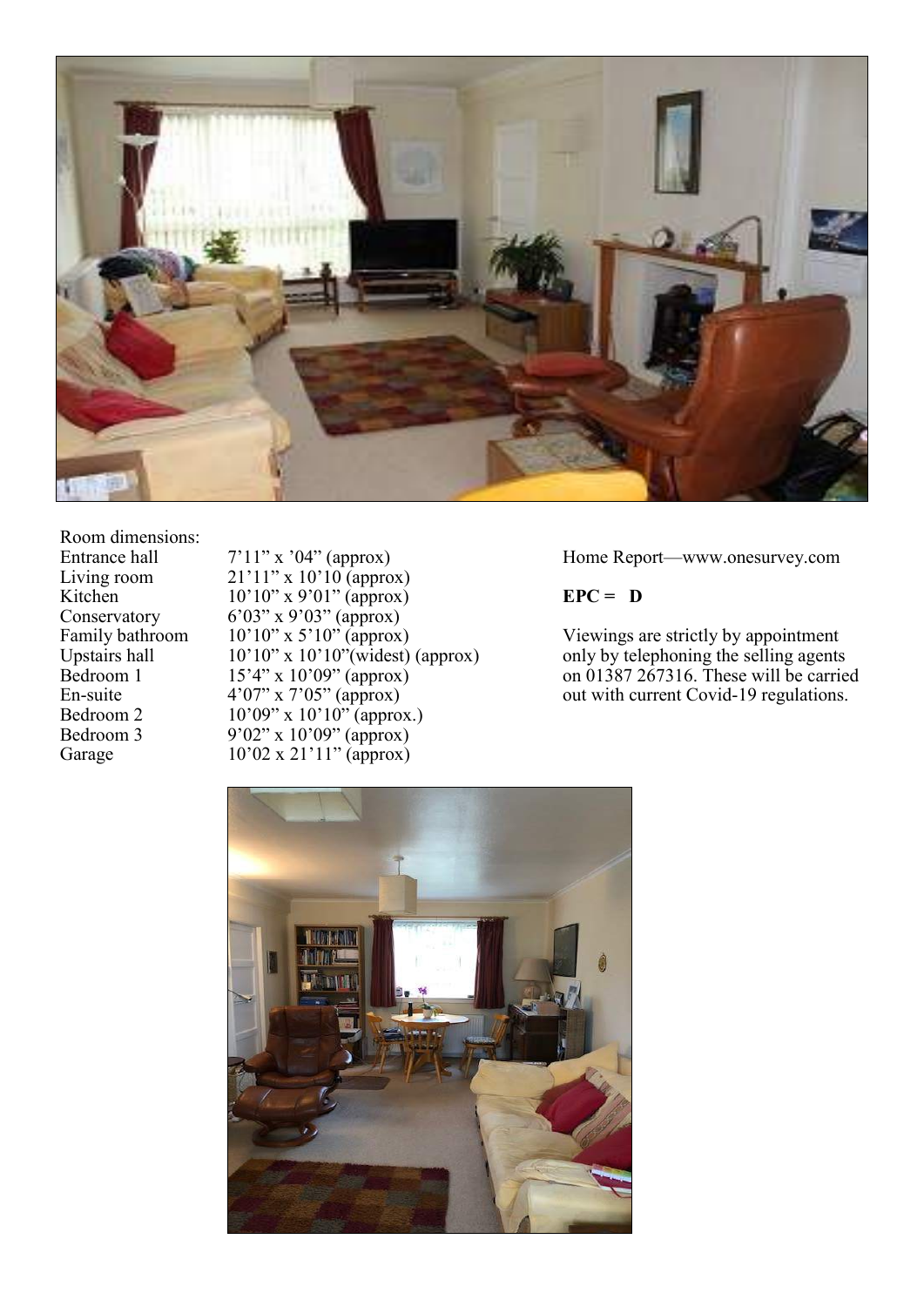Room dimensions:

| | |
|---|---|
| Entrance hall | 7’11” x ’04” (approx) |
| Living room | 21’11” x 10’10 (approx) |
| Kitchen | 10’10” x 9’01” (approx) |
| Conservatory | 6’03” x 9’03” (approx) |
| Family bathroom | 10’10” x 5’10” (approx) |
| Upstairs hall | 10’10” x 10’10”(widest) (approx) |
| Bedroom 1 | 15’4” x 10’09” (approx) |
| En-suite | 4’07” x 7’05” (approx) |
| Bedroom 2 | 10’09” x 10’10” (approx.) |
| Bedroom 3 | 9’02” x 10’09” (approx) |
| Garage | 10’02 x 21’11” (approx) |

Home Report—www.onesurvey.com

**EPC = D**

Viewings are strictly by appointment only by telephoning the selling agents on 01387 267316. These will be carried out with current Covid-19 regulations.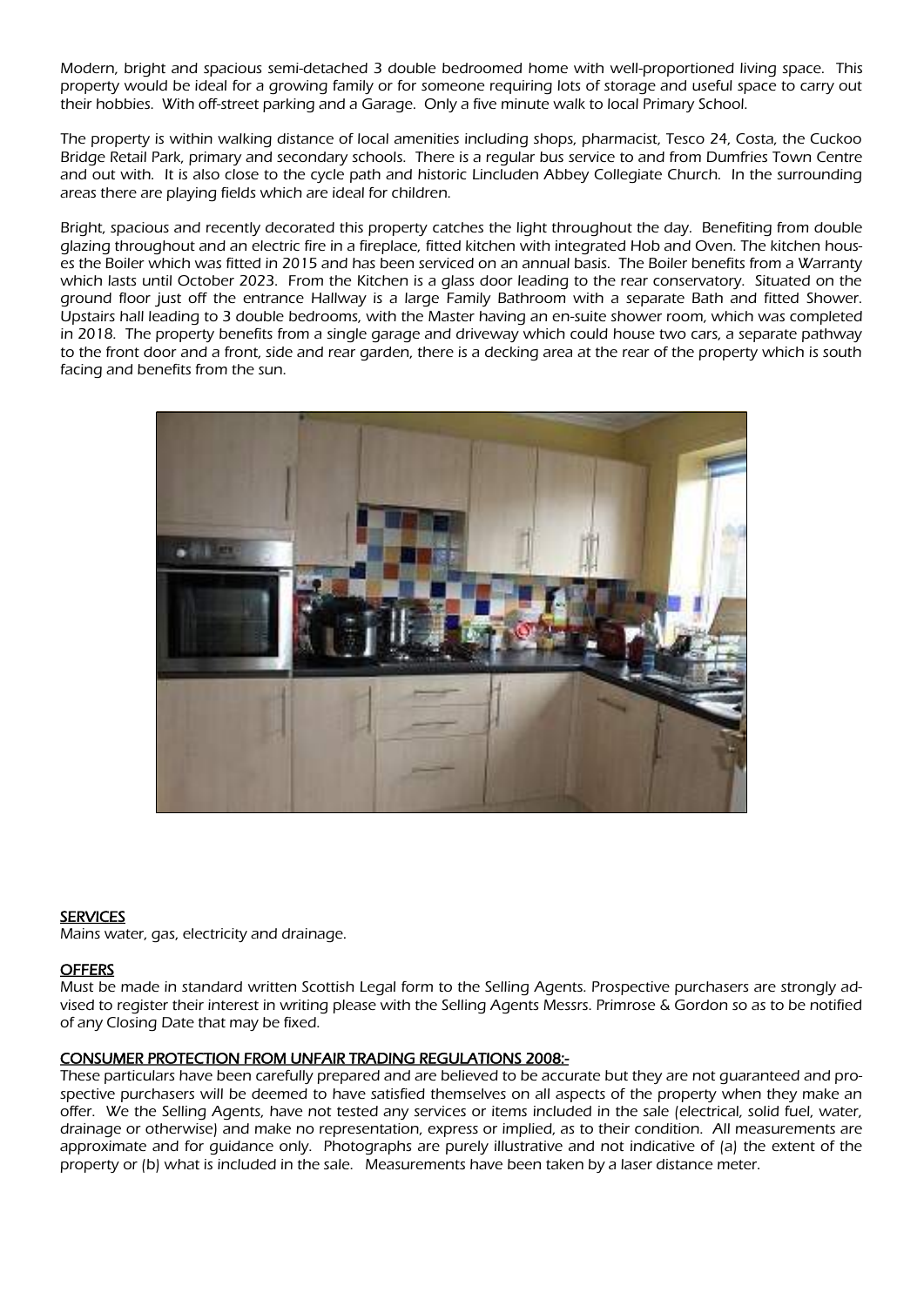Modern, bright and spacious semi-detached 3 double bedroomed home with well-proportioned living space. This property would be ideal for a growing family or for someone requiring lots of storage and useful space to carry out their hobbies. With off-street parking and a Garage. Only a five minute walk to local Primary School.

The property is within walking distance of local amenities including shops, pharmacist, Tesco 24, Costa, the Cuckoo Bridge Retail Park, primary and secondary schools. There is a regular bus service to and from Dumfries Town Centre and out with. It is also close to the cycle path and historic Lincluden Abbey Collegiate Church. In the surrounding areas there are playing fields which are ideal for children.

Bright, spacious and recently decorated this property catches the light throughout the day. Benefiting from double glazing throughout and an electric fire in a fireplace, fitted kitchen with integrated Hob and Oven. The kitchen houses the Boiler which was fitted in 2015 and has been serviced on an annual basis. The Boiler benefits from a Warranty which lasts until October 2023. From the Kitchen is a glass door leading to the rear conservatory. Situated on the ground floor just off the entrance Hallway is a large Family Bathroom with a separate Bath and fitted Shower. Upstairs hall leading to 3 double bedrooms, with the Master having an en-suite shower room, which was completed in 2018. The property benefits from a single garage and driveway which could house two cars, a separate pathway to the front door and a front, side and rear garden, there is a decking area at the rear of the property which is south facing and benefits from the sun.

**SERVICES**

Mains water, gas, electricity and drainage.

**OFFERS**

Must be made in standard written Scottish Legal form to the Selling Agents. Prospective purchasers are strongly advised to register their interest in writing please with the Selling Agents Messrs. Primrose & Gordon so as to be notified of any Closing Date that may be fixed.

**CONSUMER PROTECTION FROM UNFAIR TRADING REGULATIONS 2008:-**

These particulars have been carefully prepared and are believed to be accurate but they are not guaranteed and prospective purchasers will be deemed to have satisfied themselves on all aspects of the property when they make an offer. We the Selling Agents, have not tested any services or items included in the sale (electrical, solid fuel, water, drainage or otherwise) and make no representation, express or implied, as to their condition. All measurements are approximate and for guidance only. Photographs are purely illustrative and not indicative of (a) the extent of the property or (b) what is included in the sale. Measurements have been taken by a laser distance meter.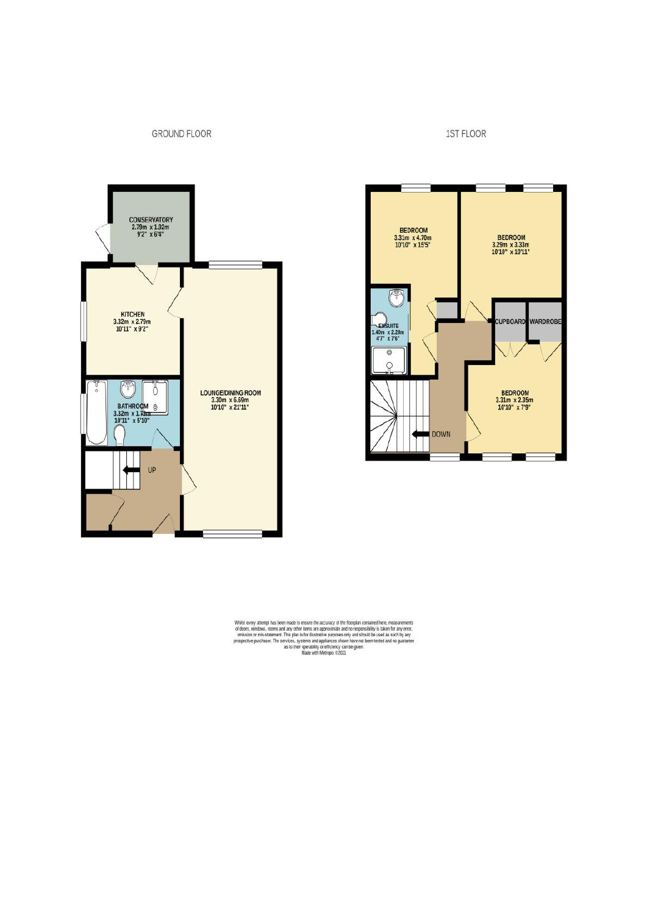GROUND FLOOR

CONSERVATORY
2.79m x 1.92m
9'2" x 6'4"

KITCHEN
3.32m x 2.79m
10'11" x 9'2"

BATHROOM
3.32m x 1.78m
10'11" x 5'10"

UP

LOUNGE/DINING ROOM
3.30m x 6.69m
10'10" x 21'11"

1ST FLOOR

BEDROOM
3.31m x 4.70m
10'10" x 15'5"

BEDROOM
3.29m x 3.33m
10'10" x 10'11"

ENSUITE
1.40m x 2.28m
4'7" x 7'6"

CUPBOARD

WARDROBE

BEDROOM
3.31m x 2.35m
10'10" x 7'9"

DOWN

Whilst every attempt has been made to ensure the accuracy of the floorplan contained here, measurements of doors, windows, rooms and any other items are approximate and no responsibility is taken for any error, omission or mis-statement. This plan is for illustrative purposes only and should be used as such by any prospective purchaser. The services, systems and appliances shown have not been tested and no guarantee as to their operability or efficiency can be given.
Made with Metropix ©2021